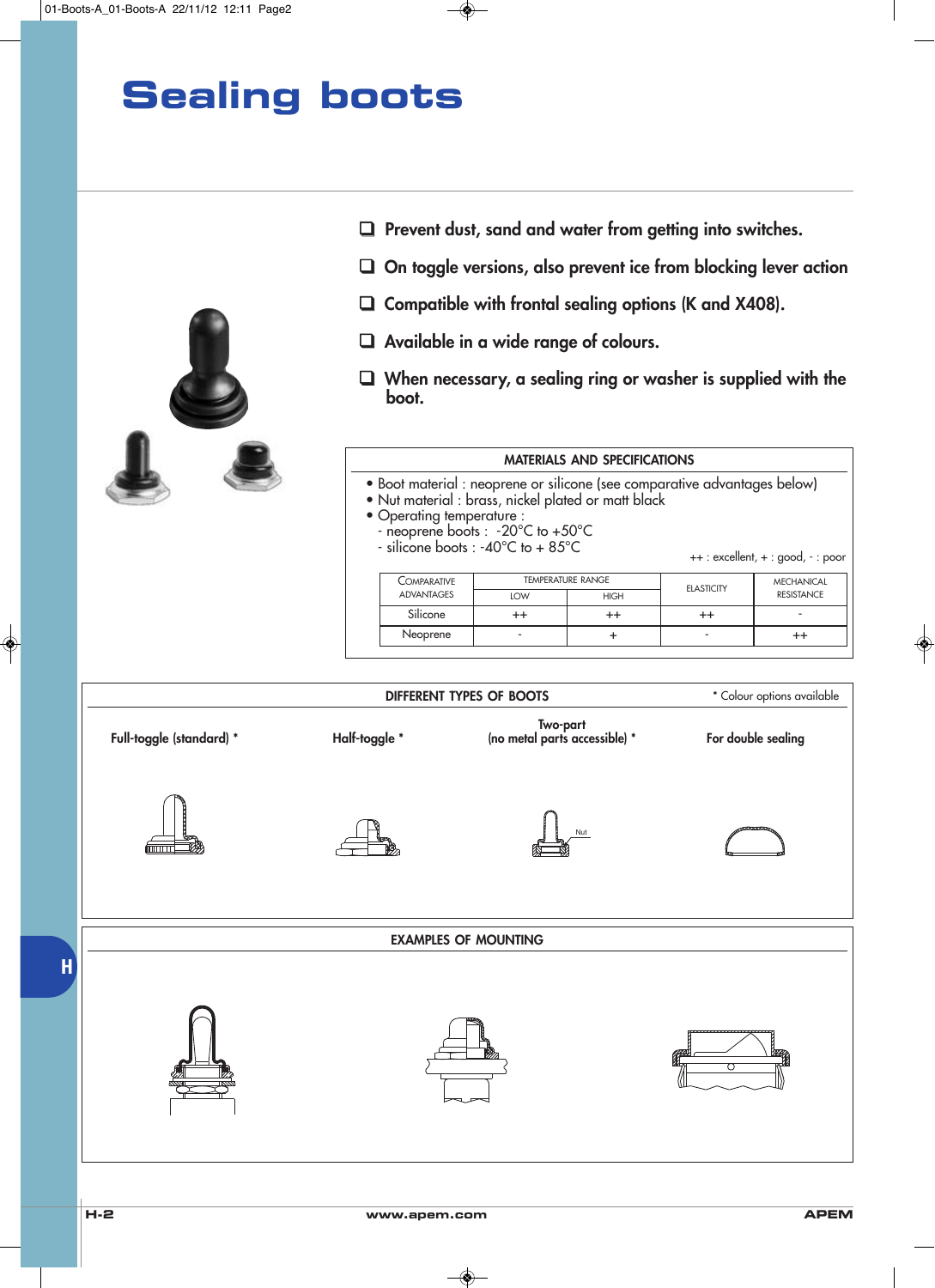# Sealing boots

- Prevent dust, sand and water from getting into switches.
- On toggle versions, also prevent ice from blocking lever action
- Compatible with frontal sealing options (K and X408).
- Available in a wide range of colours.
- When necessary, a sealing ring or washer is supplied with the boot.

## MATERIALS AND SPECIFICATIONS

- Boot material : neoprene or silicone (see comparative advantages below)
- Nut material : brass, nickel plated or matt black
- Operating temperature :
  - neoprene boots : -20°C to +50°C
  - silicone boots : -40°C to + 85°C

++ : excellent, + : good, - : poor

| Comparative advantages | Temperature range | | Elasticity | Mechanical resistance |
|---|---|---|---|---|
| | Low | High | | |
| Silicone | ++ | ++ | ++ | - |
| Neoprene | - | + | - | ++ |

## DIFFERENT TYPES OF BOOTS

\* Colour options available

Full-toggle (standard) *

Half-toggle *

Two-part (no metal parts accessible) *

Nut

For double sealing

## EXAMPLES OF MOUNTING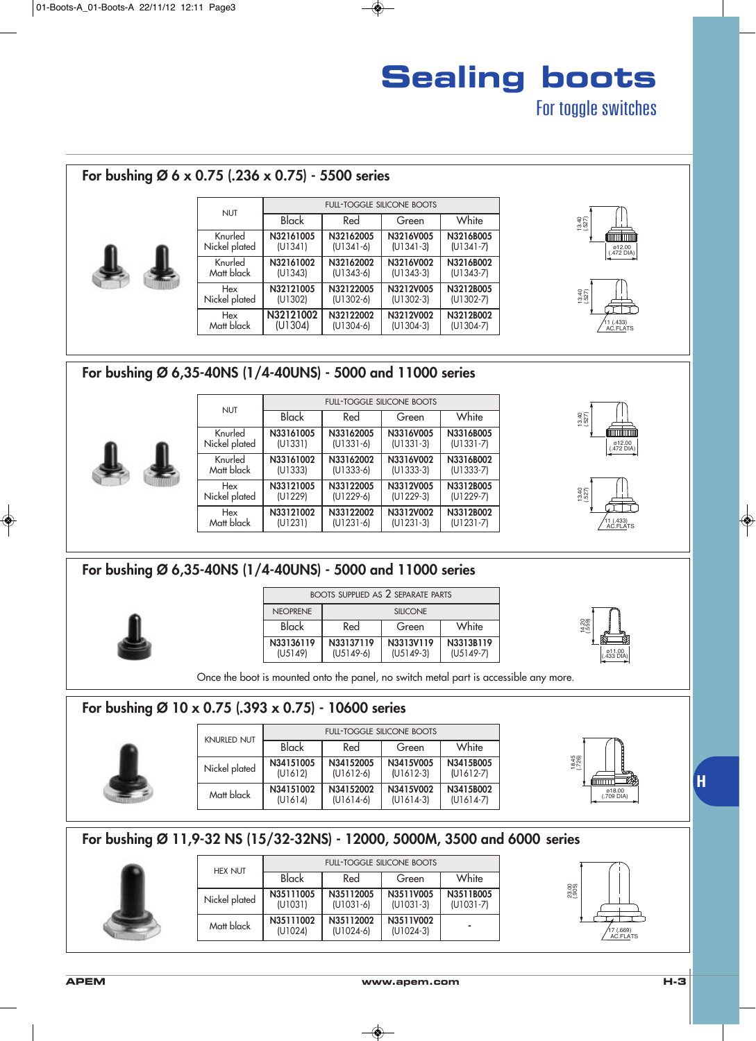# Sealing boots

## For toggle switches

### For bushing Ø 6 x 0.75 (.236 x 0.75) - 5500 series

| NUT | FULL-TOGGLE SILICONE BOOTS | | | |
|---|---|---|---|---|
| | Black | Red | Green | White |
| Knurled Nickel plated | N32161005 (U1341) | N32162005 (U1341-6) | N3216V005 (U1341-3) | N3216B005 (U1341-7) |
| Knurled Matt black | N32161002 (U1343) | N32162002 (U1343-6) | N3216V002 (U1343-3) | N3216B002 (U1343-7) |
| Hex Nickel plated | N32121005 (U1302) | N32122005 (U1302-6) | N3212V005 (U1302-3) | N3212B005 (U1302-7) |
| Hex Matt black | N32121002 (U1304) | N32122002 (U1304-6) | N3212V002 (U1304-3) | N3212B002 (U1304-7) |

13.40 (.527) — ø12.00 (.472 DIA)

13.40 (.527) — 11 (.433) AC.FLATS

### For bushing Ø 6,35-40NS (1/4-40UNS) - 5000 and 11000 series

| NUT | FULL-TOGGLE SILICONE BOOTS | | | |
|---|---|---|---|---|
| | Black | Red | Green | White |
| Knurled Nickel plated | N33161005 (U1331) | N33162005 (U1331-6) | N3316V005 (U1331-3) | N3316B005 (U1331-7) |
| Knurled Matt black | N33161002 (U1333) | N33162002 (U1333-6) | N3316V002 (U1333-3) | N3316B002 (U1333-7) |
| Hex Nickel plated | N33121005 (U1229) | N33122005 (U1229-6) | N3312V005 (U1229-3) | N3312B005 (U1229-7) |
| Hex Matt black | N33121002 (U1231) | N33122002 (U1231-6) | N3312V002 (U1231-3) | N3312B002 (U1231-7) |

13.40 (.527) — ø12.00 (.472 DIA)

13.40 (.527) — 11 (.433) AC.FLATS

### For bushing Ø 6,35-40NS (1/4-40UNS) - 5000 and 11000 series

| BOOTS SUPPLIED AS 2 SEPARATE PARTS | | | |
|---|---|---|---|
| NEOPRENE | SILICONE | | |
| Black | Red | Green | White |
| N33136119 (U5149) | N33137119 (U5149-6) | N3313V119 (U5149-3) | N3313B119 (U5149-7) |

14.20 (.559) — ø11.00 (.433 DIA)

Once the boot is mounted onto the panel, no switch metal part is accessible any more.

### For bushing Ø 10 x 0.75 (.393 x 0.75) - 10600 series

| KNURLED NUT | FULL-TOGGLE SILICONE BOOTS | | | |
|---|---|---|---|---|
| | Black | Red | Green | White |
| Nickel plated | N34151005 (U1612) | N34152005 (U1612-6) | N3415V005 (U1612-3) | N3415B005 (U1612-7) |
| Matt black | N34151002 (U1614) | N34152002 (U1614-6) | N3415V002 (U1614-3) | N3415B002 (U1614-7) |

18.45 (.726) — ø18.00 (.709 DIA)

### For bushing Ø 11,9-32 NS (15/32-32NS) - 12000, 5000M, 3500 and 6000 series

| HEX NUT | FULL-TOGGLE SILICONE BOOTS | | | |
|---|---|---|---|---|
| | Black | Red | Green | White |
| Nickel plated | N35111005 (U1031) | N35112005 (U1031-6) | N3511V005 (U1031-3) | N3511B005 (U1031-7) |
| Matt black | N35111002 (U1024) | N35112002 (U1024-6) | N3511V002 (U1024-3) | - |

23.00 (.905) — 17 (.669) AC.FLATS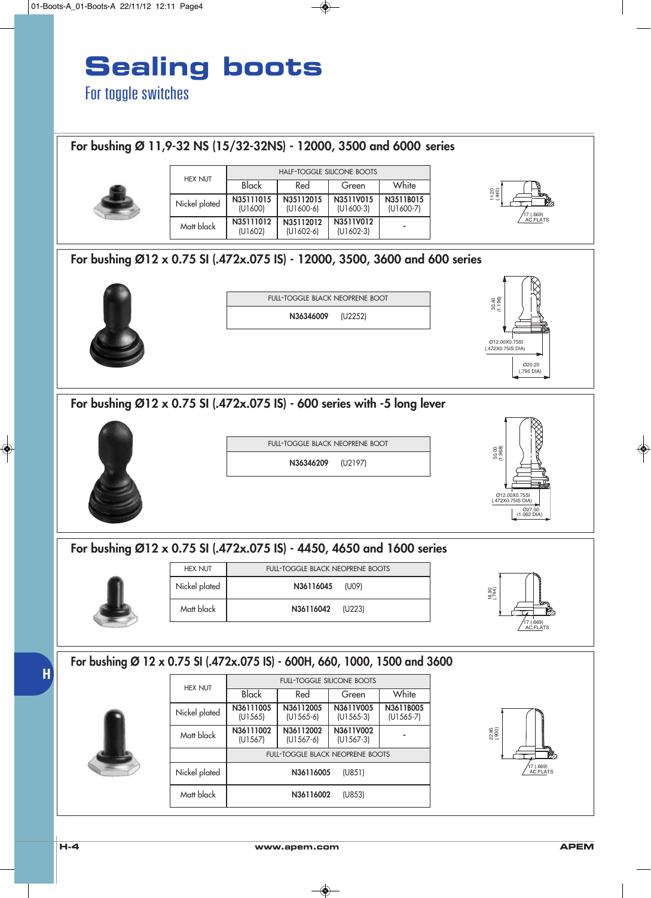# Sealing boots

## For toggle switches

### For bushing Ø 11,9-32 NS (15/32-32NS) - 12000, 3500 and 6000 series

| HEX NUT | HALF-TOGGLE SILICONE BOOTS | | | |
|---|---|---|---|---|
| | Black | Red | Green | White |
| Nickel plated | N35111015 (U1600) | N35112015 (U1600-6) | N3511V015 (U1600-3) | N3511B015 (U1600-7) |
| Matt black | N35111012 (U1602) | N35112012 (U1602-6) | N3511V012 (U1602-3) | - |

11.20 (.440)
17 (.669) AC.FLATS

### For bushing Ø12 x 0.75 SI (.472x.075 IS) - 12000, 3500, 3600 and 600 series

| FULL-TOGGLE BLACK NEOPRENE BOOT |
|---|
| N36346009 (U2252) |

30.40 (1.196)
Ø12.00X0.75SI (.472X0.75IS DIA)
Ø20.20 (.795 DIA)

### For bushing Ø12 x 0.75 SI (.472x.075 IS) - 600 series with -5 long lever

| FULL-TOGGLE BLACK NEOPRENE BOOT |
|---|
| N36346209 (U2197) |

50.00 (1.968)
Ø12.00X0.75SI (.472X0.75IS DIA)
Ø27.00 (1.062 DIA)

### For bushing Ø12 x 0.75 SI (.472x.075 IS) - 4450, 4650 and 1600 series

| HEX NUT | FULL-TOGGLE BLACK NEOPRENE BOOTS |
|---|---|
| Nickel plated | N36116045 (U09) |
| Matt black | N36116042 (U223) |

18.90 (.744)
17 (.669) AC.FLATS

### For bushing Ø 12 x 0.75 SI (.472x.075 IS) - 600H, 660, 1000, 1500 and 3600

| HEX NUT | FULL-TOGGLE SILICONE BOOTS | | | |
|---|---|---|---|---|
| | Black | Red | Green | White |
| Nickel plated | N36111005 (U1565) | N36112005 (U1565-6) | N3611V005 (U1565-3) | N3611B005 (U1565-7) |
| Matt black | N36111002 (U1567) | N36112002 (U1567-6) | N3611V002 (U1567-3) | - |
| | FULL-TOGGLE BLACK NEOPRENE BOOTS | | | |
| Nickel plated | N36116005 (U851) | | | |
| Matt black | N36116002 (U853) | | | |

22.85 (.900)
17 (.669) AC.FLATS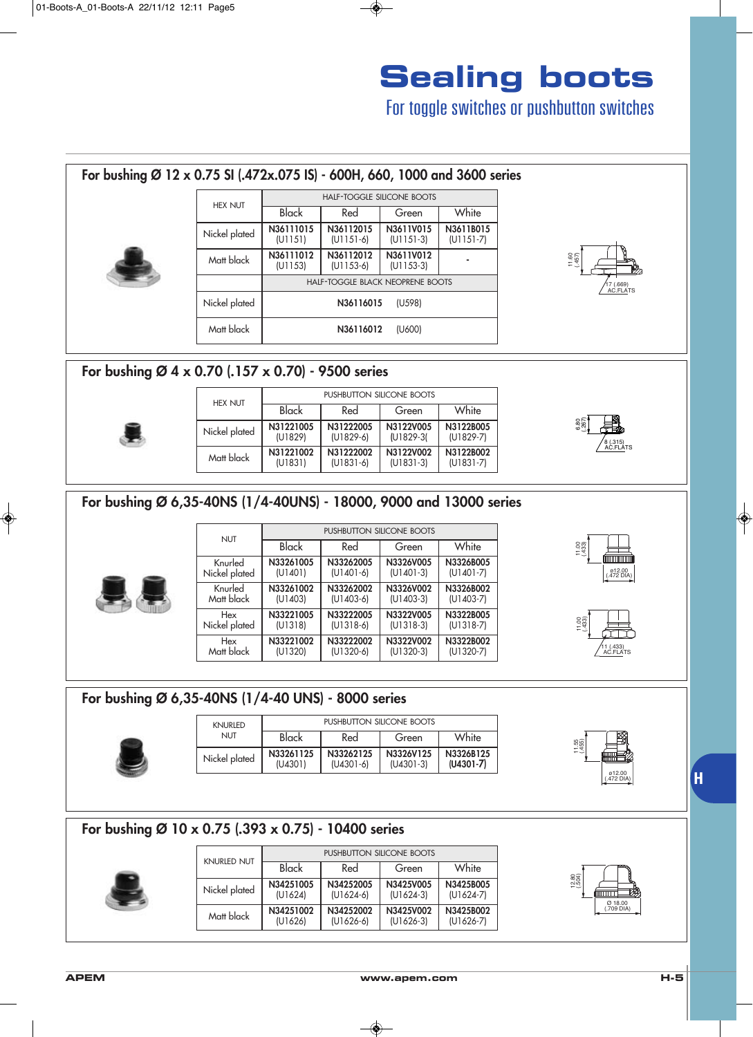# Sealing boots

## For toggle switches or pushbutton switches

### For bushing Ø 12 x 0.75 SI (.472x.075 IS) - 600H, 660, 1000 and 3600 series

| HEX NUT | HALF-TOGGLE SILICONE BOOTS | | | |
|---|---|---|---|---|
| | Black | Red | Green | White |
| Nickel plated | N36111015 (U1151) | N36112015 (U1151-6) | N3611V015 (U1151-3) | N3611B015 (U1151-7) |
| Matt black | N36111012 (U1153) | N36112012 (U1153-6) | N3611V012 (U1153-3) | - |
| | HALF-TOGGLE BLACK NEOPRENE BOOTS | | | |
| Nickel plated | N36116015 (U598) | | | |
| Matt black | N36116012 (U600) | | | |

11.60 (.457)
17 (.669) AC.FLATS

### For bushing Ø 4 x 0.70 (.157 x 0.70) - 9500 series

| HEX NUT | PUSHBUTTON SILICONE BOOTS | | | |
|---|---|---|---|---|
| | Black | Red | Green | White |
| Nickel plated | N31221005 (U1829) | N31222005 (U1829-6) | N3122V005 (U1829-3( | N3122B005 (U1829-7) |
| Matt black | N31221002 (U1831) | N31222002 (U1831-6) | N3122V002 (U1831-3) | N3122B002 (U1831-7) |

6.80 (.267)
8 (.315) AC.FLATS

### For bushing Ø 6,35-40NS (1/4-40UNS) - 18000, 9000 and 13000 series

| NUT | PUSHBUTTON SILICONE BOOTS | | | |
|---|---|---|---|---|
| | Black | Red | Green | White |
| Knurled Nickel plated | N33261005 (U1401) | N33262005 (U1401-6) | N3326V005 (U1401-3) | N3326B005 (U1401-7) |
| Knurled Matt black | N33261002 (U1403) | N33262002 (U1403-6) | N3326V002 (U1403-3) | N3326B002 (U1403-7) |
| Hex Nickel plated | N33221005 (U1318) | N33222005 (U1318-6) | N3322V005 (U1318-3) | N3322B005 (U1318-7) |
| Hex Matt black | N33221002 (U1320) | N33222002 (U1320-6) | N3322V002 (U1320-3) | N3322B002 (U1320-7) |

11.00 (.433)
ø12.00 (.472 DIA)
11.00 (.433)
11 (.433) AC.FLATS

### For bushing Ø 6,35-40NS (1/4-40 UNS) - 8000 series

| KNURLED NUT | PUSHBUTTON SILICONE BOOTS | | | |
|---|---|---|---|---|
| | Black | Red | Green | White |
| Nickel plated | N33261125 (U4301) | N33262125 (U4301-6) | N3326V125 (U4301-3) | N3326B125 **(U4301-7)** |

11.55 (.455)
ø12.00 (.472 DIA)

### For bushing Ø 10 x 0.75 (.393 x 0.75) - 10400 series

| KNURLED NUT | PUSHBUTTON SILICONE BOOTS | | | |
|---|---|---|---|---|
| | Black | Red | Green | White |
| Nickel plated | N34251005 (U1624) | N34252005 (U1624-6) | N3425V005 (U1624-3) | N3425B005 (U1624-7) |
| Matt black | N34251002 (U1626) | N34252002 (U1626-6) | N3425V002 (U1626-3) | N3425B002 (U1626-7) |

12.80 (.504)
Ø 18.00 (.709 DIA)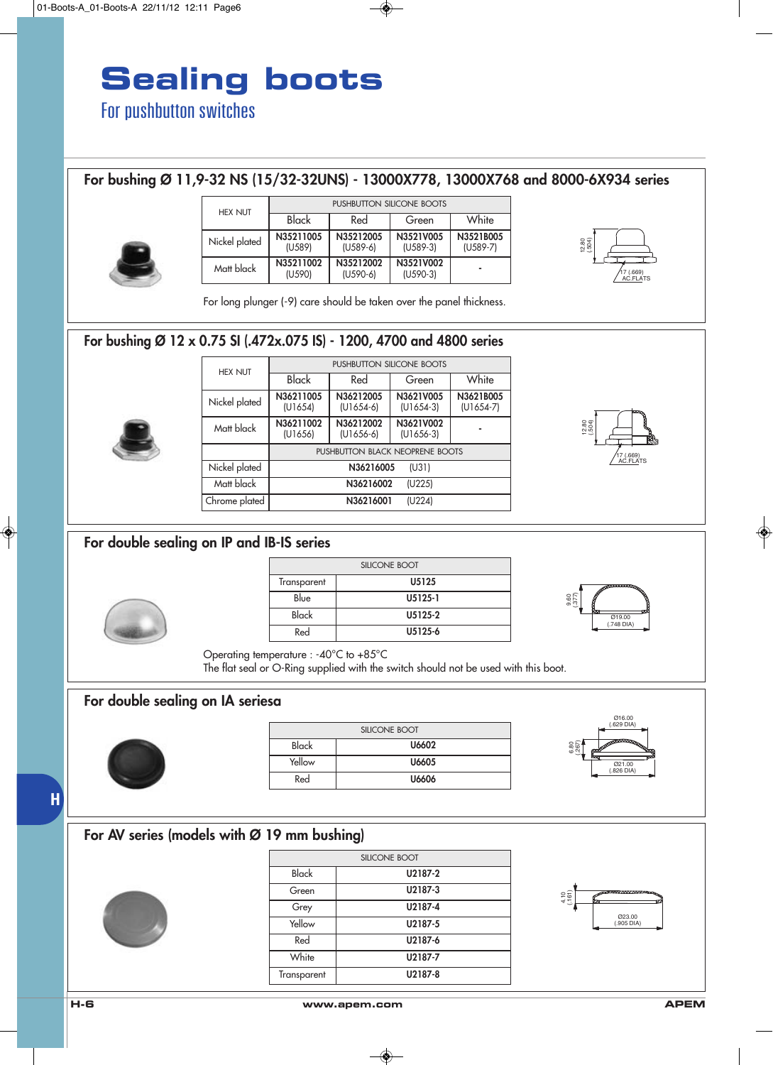# Sealing boots

## For pushbutton switches

### For bushing Ø 11,9-32 NS (15/32-32UNS) - 13000X778, 13000X768 and 8000-6X934 series

| HEX NUT | PUSHBUTTON SILICONE BOOTS | | | |
|---|---|---|---|---|
| | Black | Red | Green | White |
| Nickel plated | N35211005 (U589) | N35212005 (U589-6) | N3521V005 (U589-3) | N3521B005 (U589-7) |
| Matt black | N35211002 (U590) | N35212002 (U590-6) | N3521V002 (U590-3) | - |

12.80 (.504)

17 (.669) AC.FLATS

For long plunger (-9) care should be taken over the panel thickness.

### For bushing Ø 12 x 0.75 SI (.472x.075 IS) - 1200, 4700 and 4800 series

| HEX NUT | PUSHBUTTON SILICONE BOOTS | | | |
|---|---|---|---|---|
| | Black | Red | Green | White |
| Nickel plated | N36211005 (U1654) | N36212005 (U1654-6) | N3621V005 (U1654-3) | N3621B005 (U1654-7) |
| Matt black | N36211002 (U1656) | N36212002 (U1656-6) | N3621V002 (U1656-3) | - |
| | PUSHBUTTON BLACK NEOPRENE BOOTS | | | |
| Nickel plated | N36216005 (U31) | | | |
| Matt black | N36216002 (U225) | | | |
| Chrome plated | N36216001 (U224) | | | |

12.80 (.504)

17 (.669) AC.FLATS

### For double sealing on IP and IB-IS series

| SILICONE BOOT | |
|---|---|
| Transparent | U5125 |
| Blue | U5125-1 |
| Black | U5125-2 |
| Red | U5125-6 |

9.60 (.377)

Ø19.00 (.748 DIA)

Operating temperature : -40°C to +85°C
The flat seal or O-Ring supplied with the switch should not be used with this boot.

### For double sealing on IA seriesa

| SILICONE BOOT | |
|---|---|
| Black | U6602 |
| Yellow | U6605 |
| Red | U6606 |

Ø16.00 (.629 DIA)

6.80 (.267)

Ø21.00 (.826 DIA)

### For AV series (models with Ø 19 mm bushing)

| SILICONE BOOT | |
|---|---|
| Black | U2187-2 |
| Green | U2187-3 |
| Grey | U2187-4 |
| Yellow | U2187-5 |
| Red | U2187-6 |
| White | U2187-7 |
| Transparent | U2187-8 |

4.10 (.161)

Ø23.00 (.905 DIA)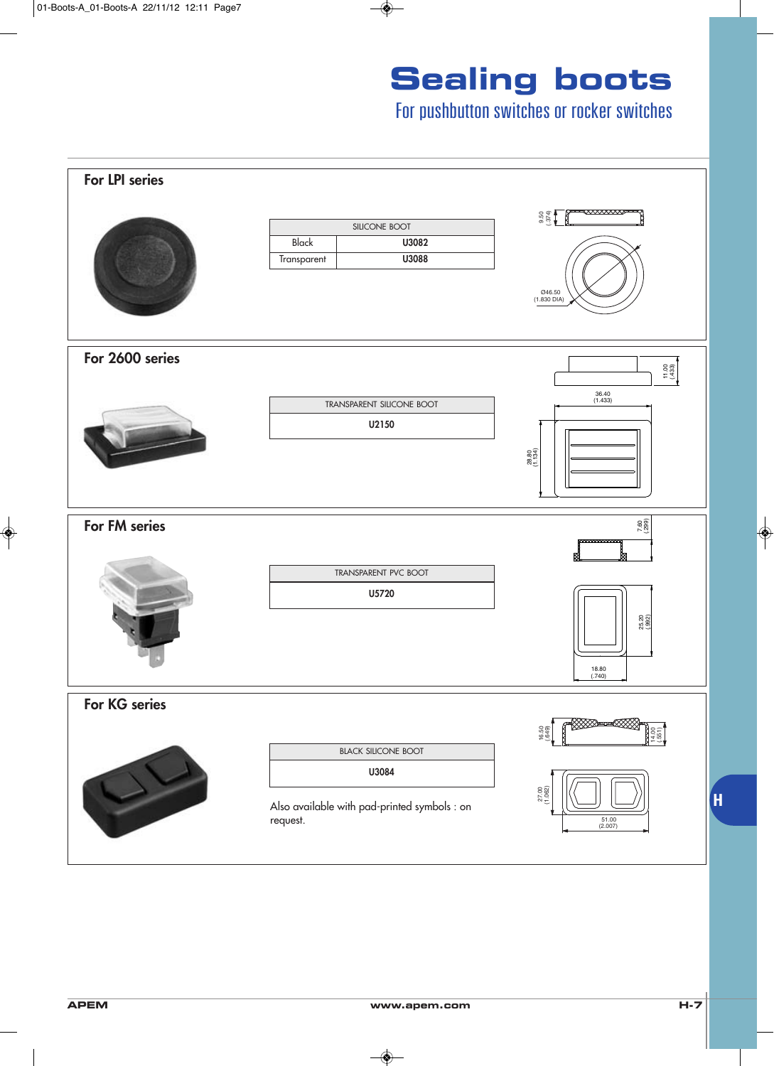# Sealing boots

## For pushbutton switches or rocker switches

### For LPI series

| SILICONE BOOT | |
|---|---|
| Black | U3082 |
| Transparent | U3088 |

9.50 (.374)

Ø46.50 (1.830 DIA)

### For 2600 series

| TRANSPARENT SILICONE BOOT |
|---|
| U2150 |

11.00 (.433)

36.40 (1.433)

28.80 (1.134)

### For FM series

| TRANSPARENT PVC BOOT |
|---|
| U5720 |

7.60 (.299)

25.20 (.992)

18.80 (.740)

### For KG series

| BLACK SILICONE BOOT |
|---|
| U3084 |

Also available with pad-printed symbols : on request.

16.50 (.649)

14.00 (.551)

27.00 (1.062)

51.00 (2.007)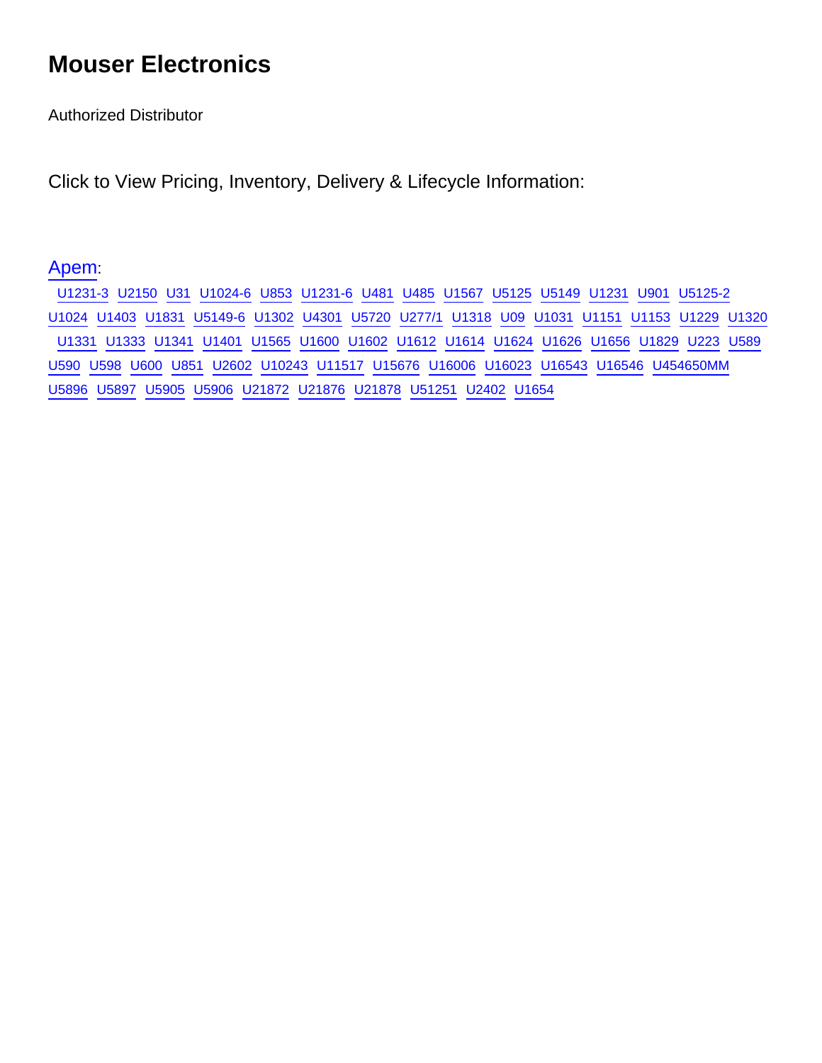# Mouser Electronics

Authorized Distributor

Click to View Pricing, Inventory, Delivery & Lifecycle Information:

Apem:

U1231-3 U2150 U31 U1024-6 U853 U1231-6 U481 U485 U1567 U5125 U5149 U1231 U901 U5125-2 U1024 U1403 U1831 U5149-6 U1302 U4301 U5720 U277/1 U1318 U09 U1031 U1151 U1153 U1229 U1320 U1331 U1333 U1341 U1401 U1565 U1600 U1602 U1612 U1614 U1624 U1626 U1656 U1829 U223 U589 U590 U598 U600 U851 U2602 U10243 U11517 U15676 U16006 U16023 U16543 U16546 U454650MM U5896 U5897 U5905 U5906 U21872 U21876 U21878 U51251 U2402 U1654